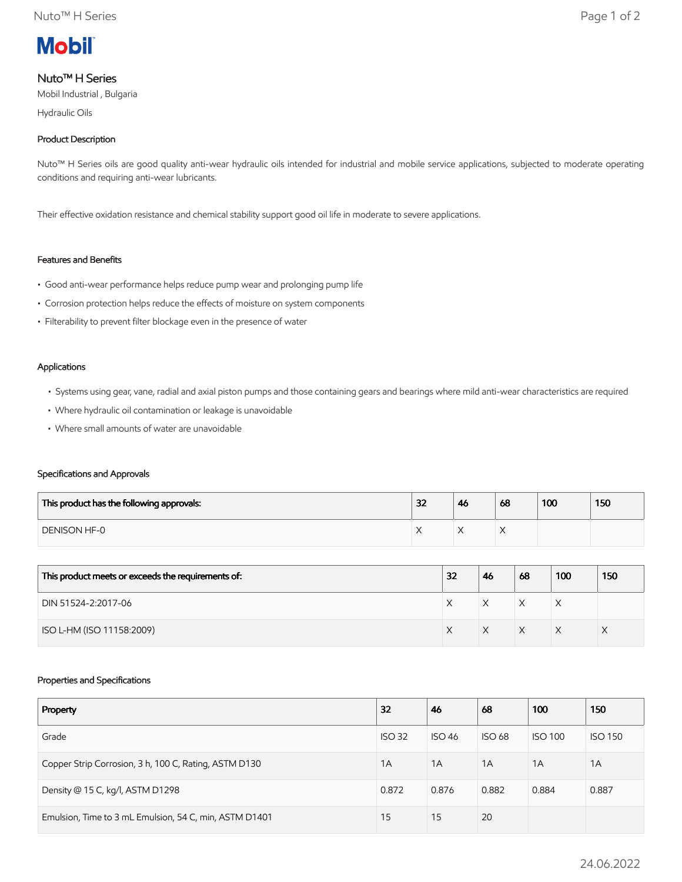Mobil

# Nuto™ H Series

Mobil Industrial , Bulgaria

Hydraulic Oils

## Product Description

Nuto™ H Series oils are good quality anti-wear hydraulic oils intended for industrial and mobile service applications, subjected to moderate operating conditions and requiring anti-wear lubricants.

Their effective oxidation resistance and chemical stability support good oil life in moderate to severe applications.

## Features and Benefits

- Good anti-wear performance helps reduce pump wear and prolonging pump life
- Corrosion protection helps reduce the effects of moisture on system components
- Filterability to prevent filter blockage even in the presence of water

## Applications

- Systems using gear, vane, radial and axial piston pumps and those containing gears and bearings where mild anti-wear characteristics are required
- Where hydraulic oil contamination or leakage is unavoidable
- Where small amounts of water are unavoidable

## Specifications and Approvals

| This product has the following approvals: | 32 | 46 | 68 | 100 | 150 |
|---|---|---|---|---|---|
| DENISON HF-0 | X | X | X | | |

| This product meets or exceeds the requirements of: | 32 | 46 | 68 | 100 | 150 |
|---|---|---|---|---|---|
| DIN 51524-2:2017-06 | X | X | X | X | |
| ISO L-HM (ISO 11158:2009) | X | X | X | X | X |

## Properties and Specifications

| Property | 32 | 46 | 68 | 100 | 150 |
|---|---|---|---|---|---|
| Grade | ISO 32 | ISO 46 | ISO 68 | ISO 100 | ISO 150 |
| Copper Strip Corrosion, 3 h, 100 C, Rating, ASTM D130 | 1A | 1A | 1A | 1A | 1A |
| Density @ 15 C, kg/l, ASTM D1298 | 0.872 | 0.876 | 0.882 | 0.884 | 0.887 |
| Emulsion, Time to 3 mL Emulsion, 54 C, min, ASTM D1401 | 15 | 15 | 20 | | |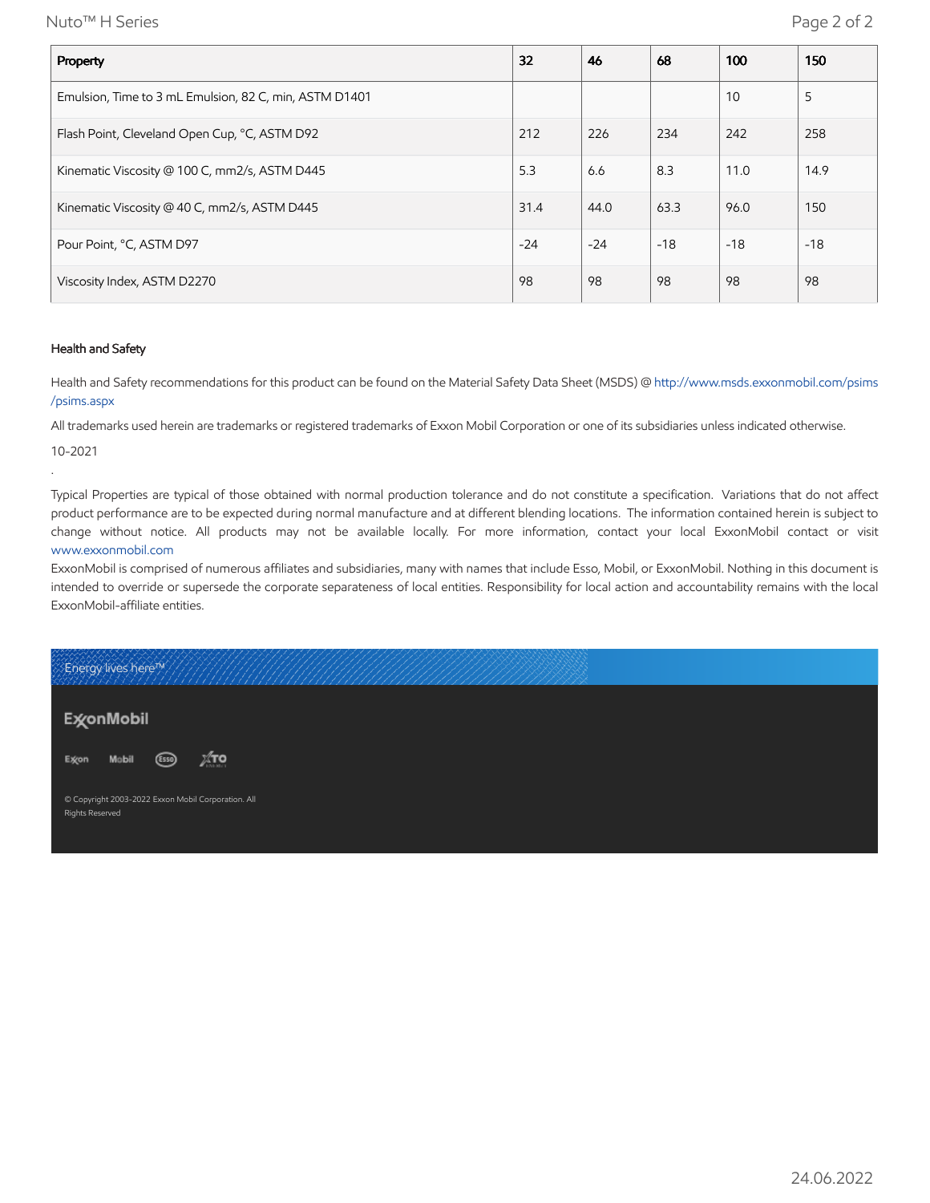| Property | 32 | 46 | 68 | 100 | 150 |
|---|---|---|---|---|---|
| Emulsion, Time to 3 mL Emulsion, 82 C, min, ASTM D1401 | | | | 10 | 5 |
| Flash Point, Cleveland Open Cup, °C, ASTM D92 | 212 | 226 | 234 | 242 | 258 |
| Kinematic Viscosity @ 100 C, mm2/s, ASTM D445 | 5.3 | 6.6 | 8.3 | 11.0 | 14.9 |
| Kinematic Viscosity @ 40 C, mm2/s, ASTM D445 | 31.4 | 44.0 | 63.3 | 96.0 | 150 |
| Pour Point, °C, ASTM D97 | -24 | -24 | -18 | -18 | -18 |
| Viscosity Index, ASTM D2270 | 98 | 98 | 98 | 98 | 98 |

### Health and Safety

Health and Safety recommendations for this product can be found on the Material Safety Data Sheet (MSDS) @ http://www.msds.exxonmobil.com/psims/psims.aspx

All trademarks used herein are trademarks or registered trademarks of Exxon Mobil Corporation or one of its subsidiaries unless indicated otherwise.

10-2021

.

Typical Properties are typical of those obtained with normal production tolerance and do not constitute a specification. Variations that do not affect product performance are to be expected during normal manufacture and at different blending locations. The information contained herein is subject to change without notice. All products may not be available locally. For more information, contact your local ExxonMobil contact or visit www.exxonmobil.com

ExxonMobil is comprised of numerous affiliates and subsidiaries, many with names that include Esso, Mobil, or ExxonMobil. Nothing in this document is intended to override or supersede the corporate separateness of local entities. Responsibility for local action and accountability remains with the local ExxonMobil-affiliate entities.

Energy lives here™

ExxonMobil

Exxon Mobil Esso XTO

© Copyright 2003-2022 Exxon Mobil Corporation. All Rights Reserved